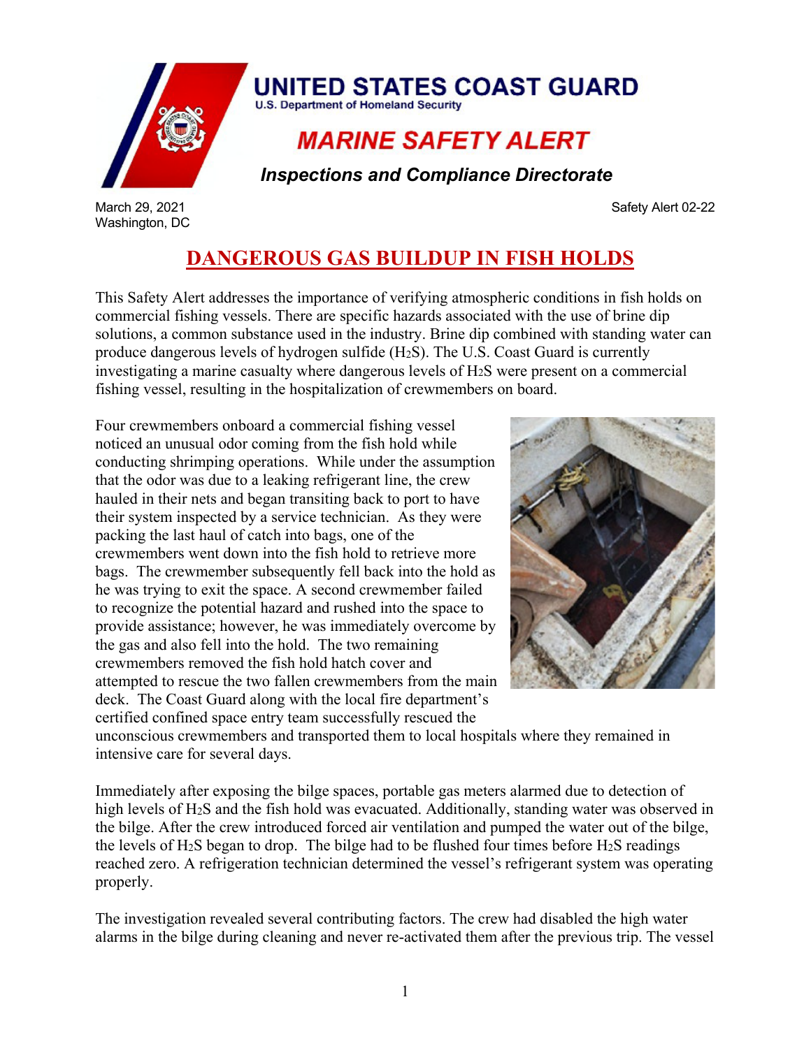UNITED STATES COAST GUARD

U.S. Department of Homeland Security

## MARINE SAFETY ALERT

### *Inspections and Compliance Directorate*

March 29, 2021
Washington, DC

Safety Alert 02-22

# DANGEROUS GAS BUILDUP IN FISH HOLDS

This Safety Alert addresses the importance of verifying atmospheric conditions in fish holds on commercial fishing vessels. There are specific hazards associated with the use of brine dip solutions, a common substance used in the industry. Brine dip combined with standing water can produce dangerous levels of hydrogen sulfide ($H_2S$). The U.S. Coast Guard is currently investigating a marine casualty where dangerous levels of $H_2S$ were present on a commercial fishing vessel, resulting in the hospitalization of crewmembers on board.

Four crewmembers onboard a commercial fishing vessel noticed an unusual odor coming from the fish hold while conducting shrimping operations. While under the assumption that the odor was due to a leaking refrigerant line, the crew hauled in their nets and began transiting back to port to have their system inspected by a service technician. As they were packing the last haul of catch into bags, one of the crewmembers went down into the fish hold to retrieve more bags. The crewmember subsequently fell back into the hold as he was trying to exit the space. A second crewmember failed to recognize the potential hazard and rushed into the space to provide assistance; however, he was immediately overcome by the gas and also fell into the hold. The two remaining crewmembers removed the fish hold hatch cover and attempted to rescue the two fallen crewmembers from the main deck. The Coast Guard along with the local fire department's certified confined space entry team successfully rescued the unconscious crewmembers and transported them to local hospitals where they remained in intensive care for several days.

Immediately after exposing the bilge spaces, portable gas meters alarmed due to detection of high levels of $H_2S$ and the fish hold was evacuated. Additionally, standing water was observed in the bilge. After the crew introduced forced air ventilation and pumped the water out of the bilge, the levels of $H_2S$ began to drop. The bilge had to be flushed four times before $H_2S$ readings reached zero. A refrigeration technician determined the vessel's refrigerant system was operating properly.

The investigation revealed several contributing factors. The crew had disabled the high water alarms in the bilge during cleaning and never re-activated them after the previous trip. The vessel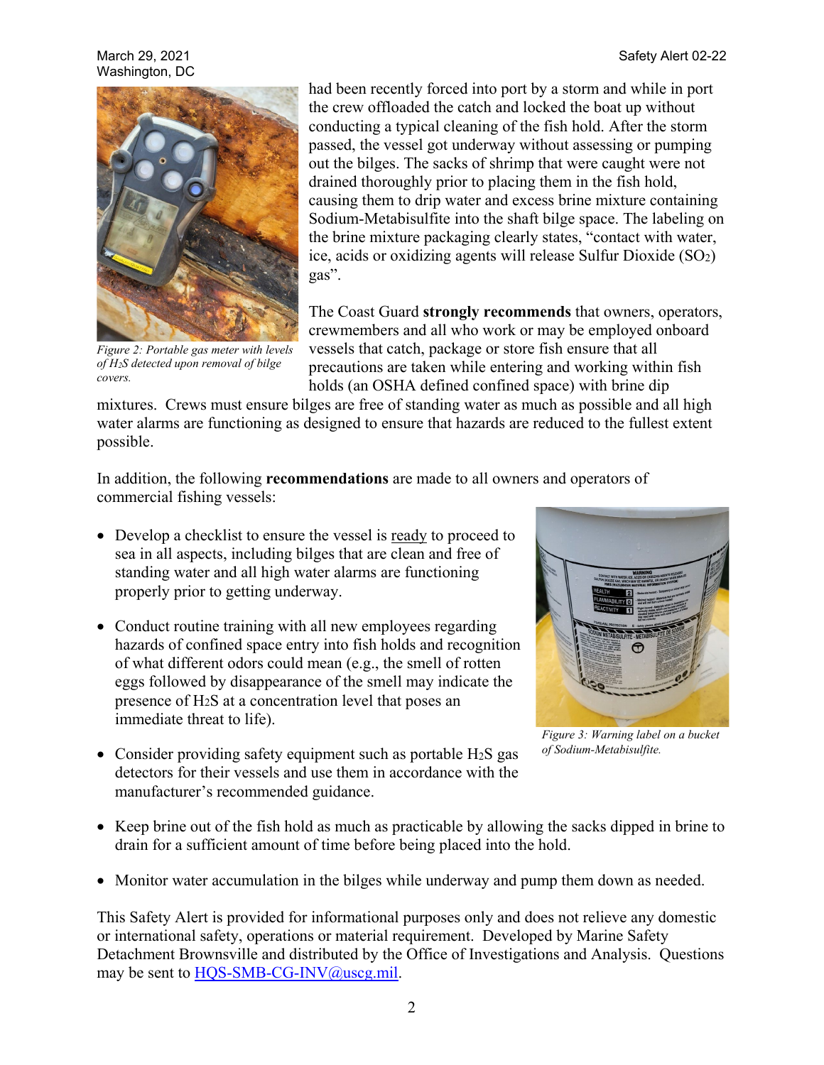had been recently forced into port by a storm and while in port the crew offloaded the catch and locked the boat up without conducting a typical cleaning of the fish hold. After the storm passed, the vessel got underway without assessing or pumping out the bilges. The sacks of shrimp that were caught were not drained thoroughly prior to placing them in the fish hold, causing them to drip water and excess brine mixture containing Sodium-Metabisulfite into the shaft bilge space. The labeling on the brine mixture packaging clearly states, "contact with water, ice, acids or oxidizing agents will release Sulfur Dioxide ($SO_2$) gas".

*Figure 2: Portable gas meter with levels of $H_2S$ detected upon removal of bilge covers.*

The Coast Guard **strongly recommends** that owners, operators, crewmembers and all who work or may be employed onboard vessels that catch, package or store fish ensure that all precautions are taken while entering and working within fish holds (an OSHA defined confined space) with brine dip mixtures. Crews must ensure bilges are free of standing water as much as possible and all high water alarms are functioning as designed to ensure that hazards are reduced to the fullest extent possible.

In addition, the following **recommendations** are made to all owners and operators of commercial fishing vessels:

- Develop a checklist to ensure the vessel is ready to proceed to sea in all aspects, including bilges that are clean and free of standing water and all high water alarms are functioning properly prior to getting underway.

- Conduct routine training with all new employees regarding hazards of confined space entry into fish holds and recognition of what different odors could mean (e.g., the smell of rotten eggs followed by disappearance of the smell may indicate the presence of $H_2S$ at a concentration level that poses an immediate threat to life).

- Consider providing safety equipment such as portable $H_2S$ gas detectors for their vessels and use them in accordance with the manufacturer's recommended guidance.

*Figure 3: Warning label on a bucket of Sodium-Metabisulfite.*

- Keep brine out of the fish hold as much as practicable by allowing the sacks dipped in brine to drain for a sufficient amount of time before being placed into the hold.

- Monitor water accumulation in the bilges while underway and pump them down as needed.

This Safety Alert is provided for informational purposes only and does not relieve any domestic or international safety, operations or material requirement. Developed by Marine Safety Detachment Brownsville and distributed by the Office of Investigations and Analysis. Questions may be sent to HQS-SMB-CG-INV@uscg.mil.